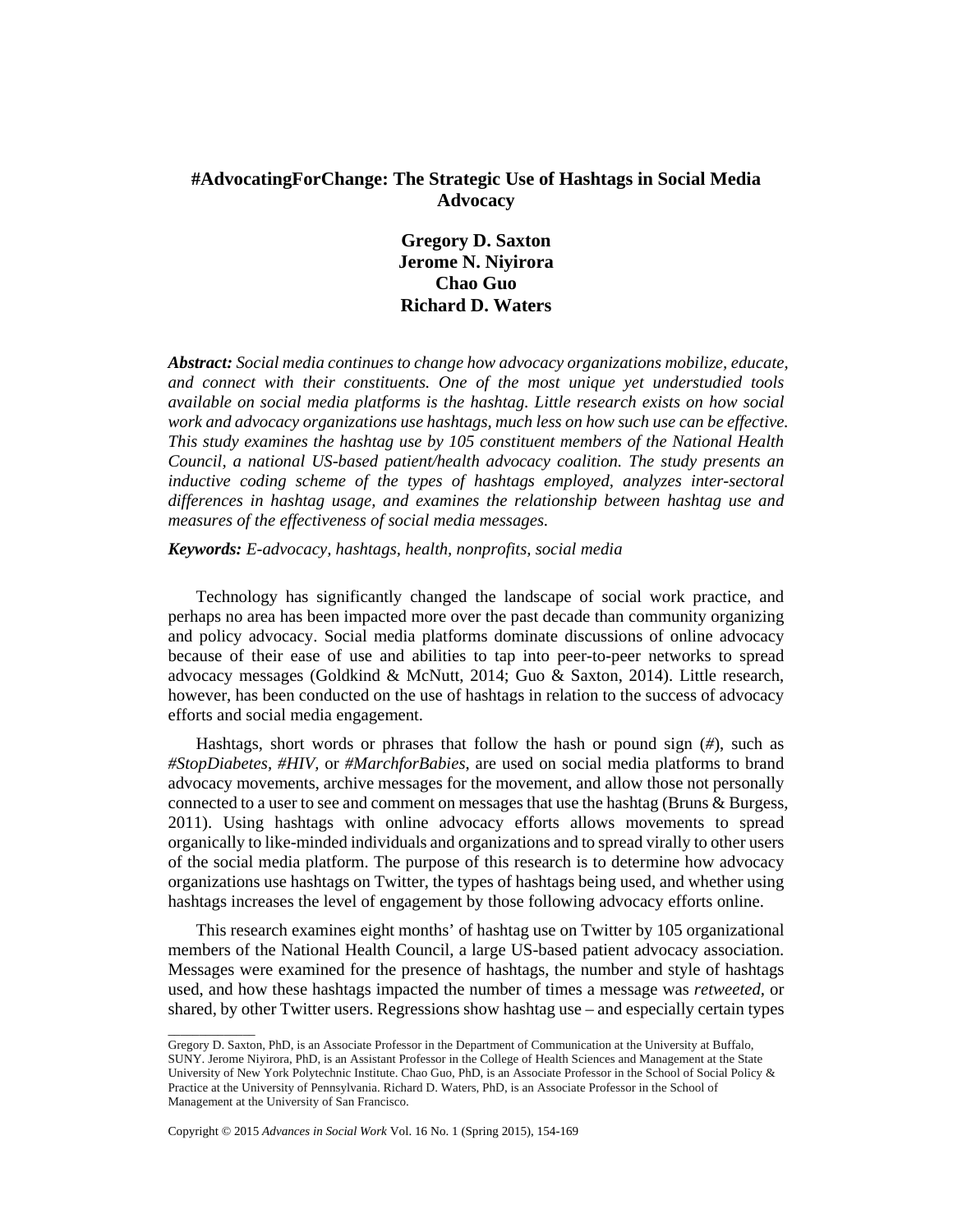# #AdvocatingForChange: The Strategic Use of Hashtags in Social Media Advocacy

**Gregory D. Saxton**
**Jerome N. Niyirora**
**Chao Guo**
**Richard D. Waters**

***Abstract:*** *Social media continues to change how advocacy organizations mobilize, educate, and connect with their constituents. One of the most unique yet understudied tools available on social media platforms is the hashtag. Little research exists on how social work and advocacy organizations use hashtags, much less on how such use can be effective. This study examines the hashtag use by 105 constituent members of the National Health Council, a national US-based patient/health advocacy coalition. The study presents an inductive coding scheme of the types of hashtags employed, analyzes inter-sectoral differences in hashtag usage, and examines the relationship between hashtag use and measures of the effectiveness of social media messages.*

***Keywords:*** *E-advocacy, hashtags, health, nonprofits, social media*

Technology has significantly changed the landscape of social work practice, and perhaps no area has been impacted more over the past decade than community organizing and policy advocacy. Social media platforms dominate discussions of online advocacy because of their ease of use and abilities to tap into peer-to-peer networks to spread advocacy messages (Goldkind & McNutt, 2014; Guo & Saxton, 2014). Little research, however, has been conducted on the use of hashtags in relation to the success of advocacy efforts and social media engagement.

Hashtags, short words or phrases that follow the hash or pound sign (*#*), such as *#StopDiabetes*, *#HIV*, or *#MarchforBabies*, are used on social media platforms to brand advocacy movements, archive messages for the movement, and allow those not personally connected to a user to see and comment on messages that use the hashtag (Bruns & Burgess, 2011). Using hashtags with online advocacy efforts allows movements to spread organically to like-minded individuals and organizations and to spread virally to other users of the social media platform. The purpose of this research is to determine how advocacy organizations use hashtags on Twitter, the types of hashtags being used, and whether using hashtags increases the level of engagement by those following advocacy efforts online.

This research examines eight months' of hashtag use on Twitter by 105 organizational members of the National Health Council, a large US-based patient advocacy association. Messages were examined for the presence of hashtags, the number and style of hashtags used, and how these hashtags impacted the number of times a message was *retweeted*, or shared, by other Twitter users. Regressions show hashtag use – and especially certain types

---

Gregory D. Saxton, PhD, is an Associate Professor in the Department of Communication at the University at Buffalo, SUNY. Jerome Niyirora, PhD, is an Assistant Professor in the College of Health Sciences and Management at the State University of New York Polytechnic Institute. Chao Guo, PhD, is an Associate Professor in the School of Social Policy & Practice at the University of Pennsylvania. Richard D. Waters, PhD, is an Associate Professor in the School of Management at the University of San Francisco.

Copyright © 2015 *Advances in Social Work* Vol. 16 No. 1 (Spring 2015), 154-169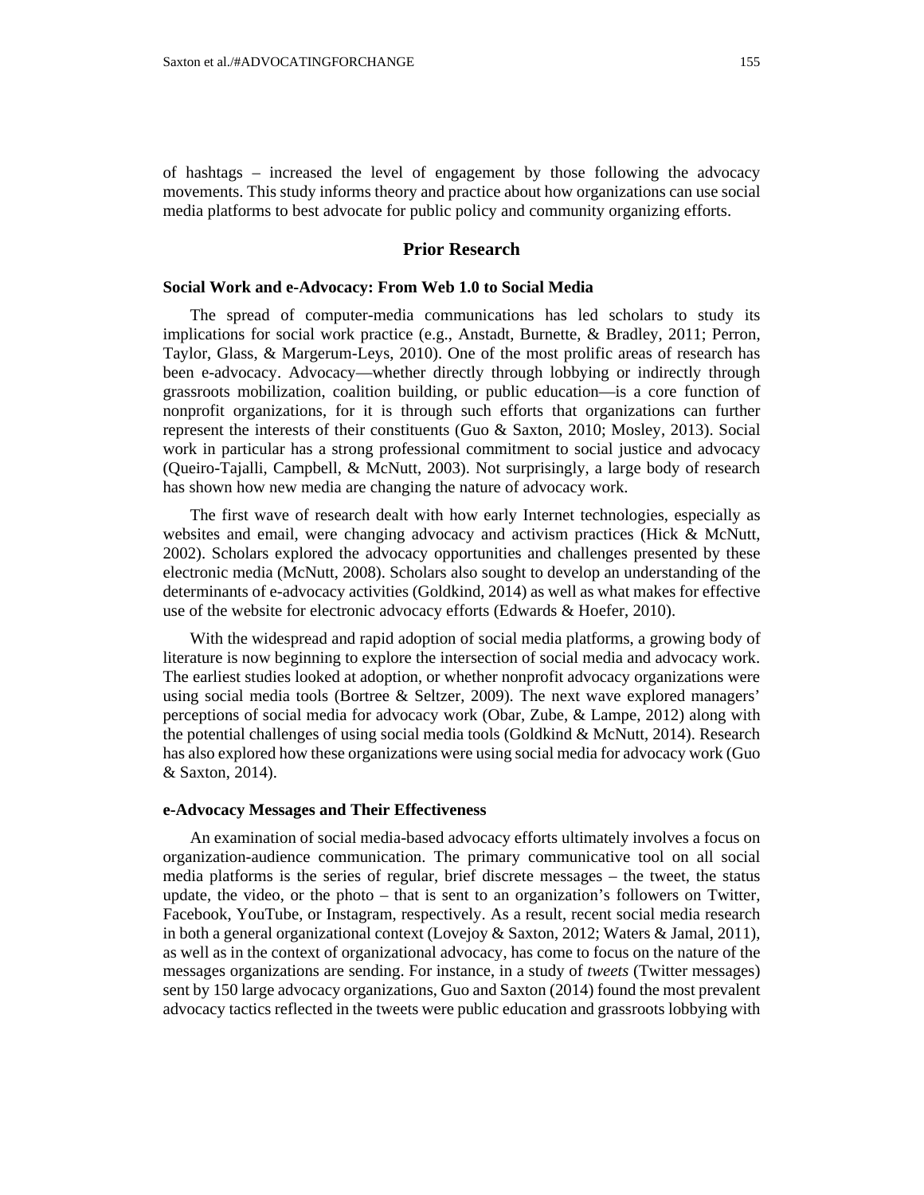of hashtags – increased the level of engagement by those following the advocacy movements. This study informs theory and practice about how organizations can use social media platforms to best advocate for public policy and community organizing efforts.

## Prior Research

### Social Work and e-Advocacy: From Web 1.0 to Social Media

The spread of computer-media communications has led scholars to study its implications for social work practice (e.g., Anstadt, Burnette, & Bradley, 2011; Perron, Taylor, Glass, & Margerum-Leys, 2010). One of the most prolific areas of research has been e-advocacy. Advocacy—whether directly through lobbying or indirectly through grassroots mobilization, coalition building, or public education—is a core function of nonprofit organizations, for it is through such efforts that organizations can further represent the interests of their constituents (Guo & Saxton, 2010; Mosley, 2013). Social work in particular has a strong professional commitment to social justice and advocacy (Queiro-Tajalli, Campbell, & McNutt, 2003). Not surprisingly, a large body of research has shown how new media are changing the nature of advocacy work.

The first wave of research dealt with how early Internet technologies, especially as websites and email, were changing advocacy and activism practices (Hick & McNutt, 2002). Scholars explored the advocacy opportunities and challenges presented by these electronic media (McNutt, 2008). Scholars also sought to develop an understanding of the determinants of e-advocacy activities (Goldkind, 2014) as well as what makes for effective use of the website for electronic advocacy efforts (Edwards & Hoefer, 2010).

With the widespread and rapid adoption of social media platforms, a growing body of literature is now beginning to explore the intersection of social media and advocacy work. The earliest studies looked at adoption, or whether nonprofit advocacy organizations were using social media tools (Bortree & Seltzer, 2009). The next wave explored managers' perceptions of social media for advocacy work (Obar, Zube, & Lampe, 2012) along with the potential challenges of using social media tools (Goldkind & McNutt, 2014). Research has also explored how these organizations were using social media for advocacy work (Guo & Saxton, 2014).

### e-Advocacy Messages and Their Effectiveness

An examination of social media-based advocacy efforts ultimately involves a focus on organization-audience communication. The primary communicative tool on all social media platforms is the series of regular, brief discrete messages – the tweet, the status update, the video, or the photo – that is sent to an organization's followers on Twitter, Facebook, YouTube, or Instagram, respectively. As a result, recent social media research in both a general organizational context (Lovejoy & Saxton, 2012; Waters & Jamal, 2011), as well as in the context of organizational advocacy, has come to focus on the nature of the messages organizations are sending. For instance, in a study of *tweets* (Twitter messages) sent by 150 large advocacy organizations, Guo and Saxton (2014) found the most prevalent advocacy tactics reflected in the tweets were public education and grassroots lobbying with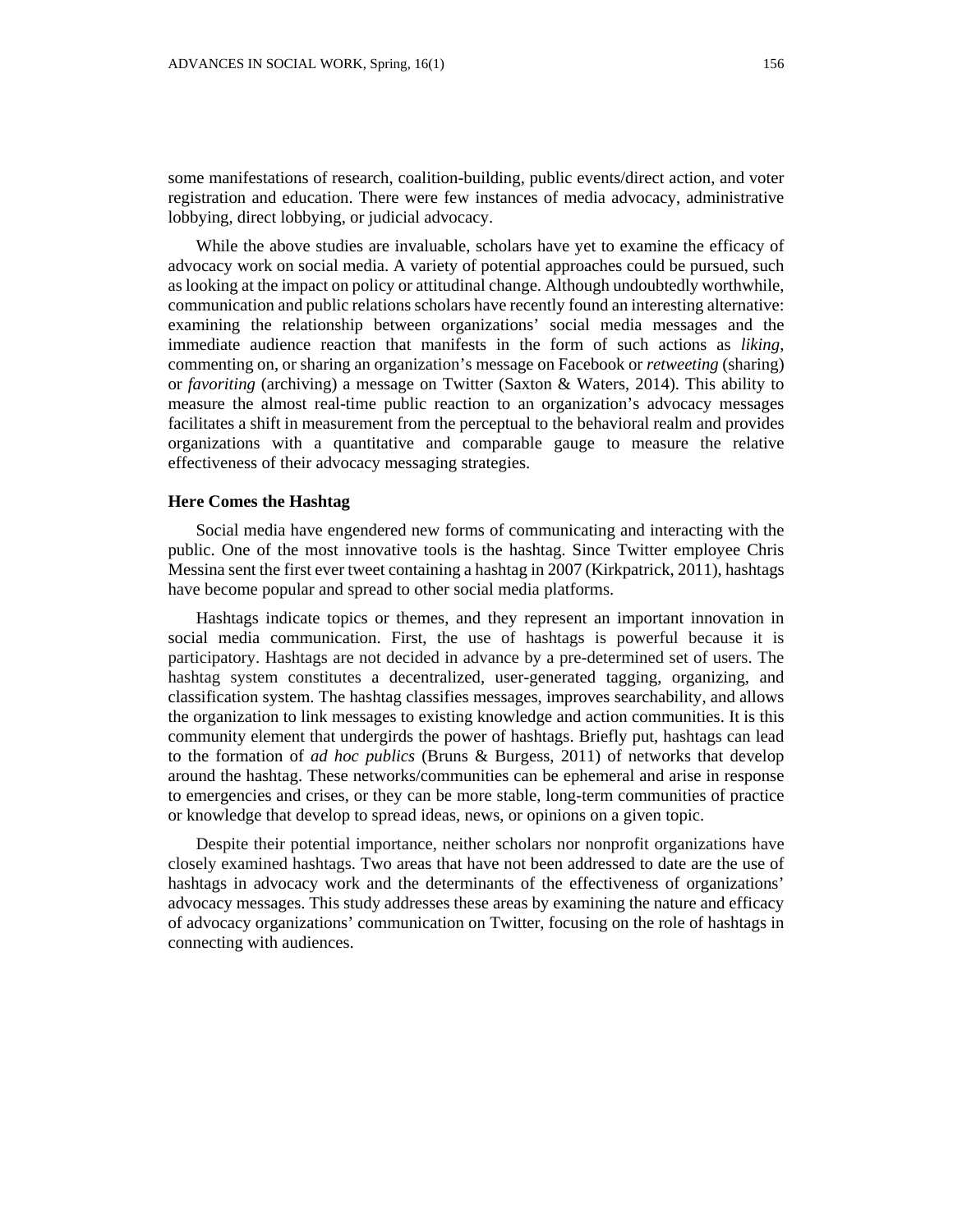some manifestations of research, coalition-building, public events/direct action, and voter registration and education. There were few instances of media advocacy, administrative lobbying, direct lobbying, or judicial advocacy.

While the above studies are invaluable, scholars have yet to examine the efficacy of advocacy work on social media. A variety of potential approaches could be pursued, such as looking at the impact on policy or attitudinal change. Although undoubtedly worthwhile, communication and public relations scholars have recently found an interesting alternative: examining the relationship between organizations' social media messages and the immediate audience reaction that manifests in the form of such actions as *liking*, commenting on, or sharing an organization's message on Facebook or *retweeting* (sharing) or *favoriting* (archiving) a message on Twitter (Saxton & Waters, 2014). This ability to measure the almost real-time public reaction to an organization's advocacy messages facilitates a shift in measurement from the perceptual to the behavioral realm and provides organizations with a quantitative and comparable gauge to measure the relative effectiveness of their advocacy messaging strategies.

**Here Comes the Hashtag**

Social media have engendered new forms of communicating and interacting with the public. One of the most innovative tools is the hashtag. Since Twitter employee Chris Messina sent the first ever tweet containing a hashtag in 2007 (Kirkpatrick, 2011), hashtags have become popular and spread to other social media platforms.

Hashtags indicate topics or themes, and they represent an important innovation in social media communication. First, the use of hashtags is powerful because it is participatory. Hashtags are not decided in advance by a pre-determined set of users. The hashtag system constitutes a decentralized, user-generated tagging, organizing, and classification system. The hashtag classifies messages, improves searchability, and allows the organization to link messages to existing knowledge and action communities. It is this community element that undergirds the power of hashtags. Briefly put, hashtags can lead to the formation of *ad hoc publics* (Bruns & Burgess, 2011) of networks that develop around the hashtag. These networks/communities can be ephemeral and arise in response to emergencies and crises, or they can be more stable, long-term communities of practice or knowledge that develop to spread ideas, news, or opinions on a given topic.

Despite their potential importance, neither scholars nor nonprofit organizations have closely examined hashtags. Two areas that have not been addressed to date are the use of hashtags in advocacy work and the determinants of the effectiveness of organizations' advocacy messages. This study addresses these areas by examining the nature and efficacy of advocacy organizations' communication on Twitter, focusing on the role of hashtags in connecting with audiences.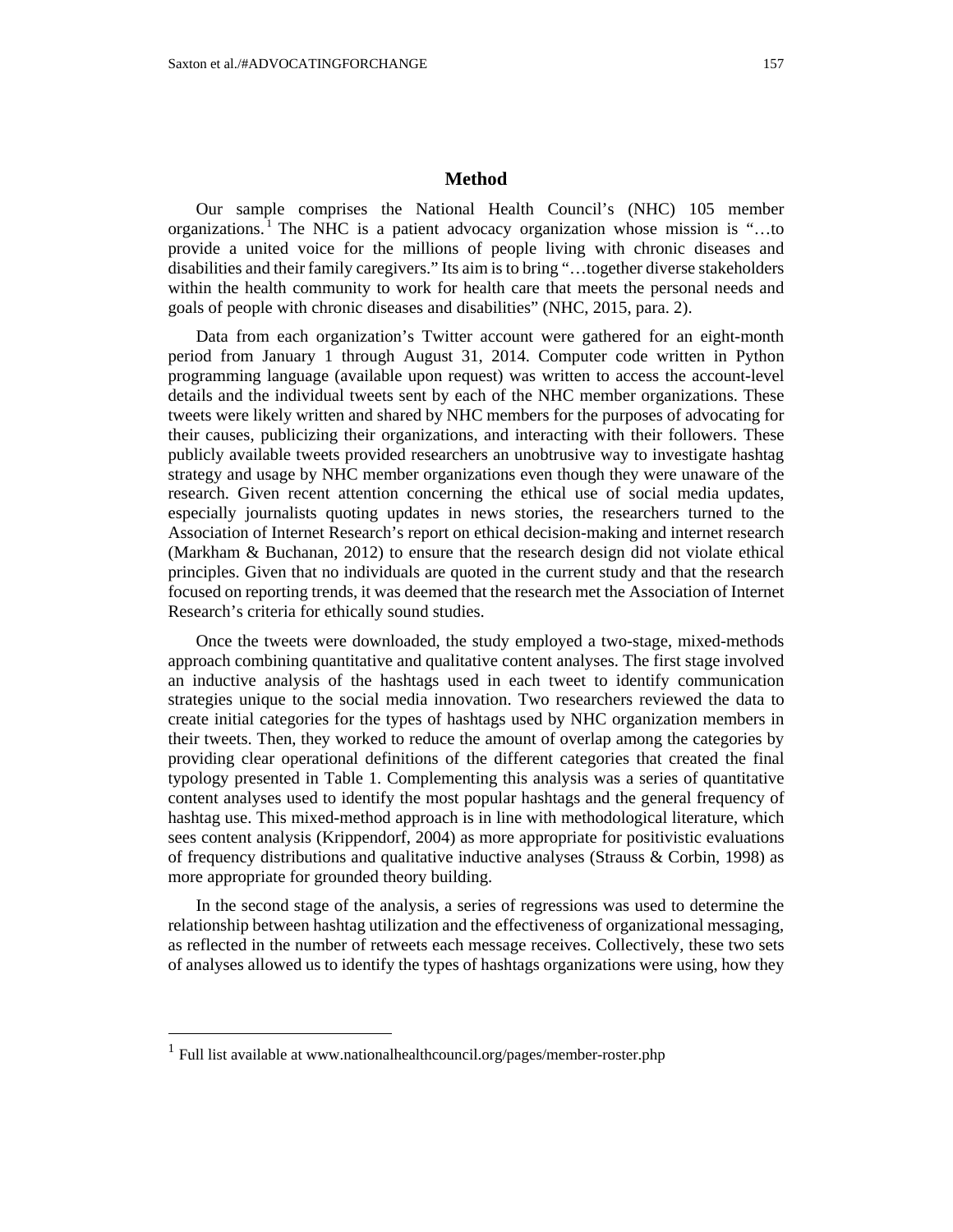## Method

Our sample comprises the National Health Council's (NHC) 105 member organizations.[1] The NHC is a patient advocacy organization whose mission is "…to provide a united voice for the millions of people living with chronic diseases and disabilities and their family caregivers." Its aim is to bring "…together diverse stakeholders within the health community to work for health care that meets the personal needs and goals of people with chronic diseases and disabilities" (NHC, 2015, para. 2).

Data from each organization's Twitter account were gathered for an eight-month period from January 1 through August 31, 2014. Computer code written in Python programming language (available upon request) was written to access the account-level details and the individual tweets sent by each of the NHC member organizations. These tweets were likely written and shared by NHC members for the purposes of advocating for their causes, publicizing their organizations, and interacting with their followers. These publicly available tweets provided researchers an unobtrusive way to investigate hashtag strategy and usage by NHC member organizations even though they were unaware of the research. Given recent attention concerning the ethical use of social media updates, especially journalists quoting updates in news stories, the researchers turned to the Association of Internet Research's report on ethical decision-making and internet research (Markham & Buchanan, 2012) to ensure that the research design did not violate ethical principles. Given that no individuals are quoted in the current study and that the research focused on reporting trends, it was deemed that the research met the Association of Internet Research's criteria for ethically sound studies.

Once the tweets were downloaded, the study employed a two-stage, mixed-methods approach combining quantitative and qualitative content analyses. The first stage involved an inductive analysis of the hashtags used in each tweet to identify communication strategies unique to the social media innovation. Two researchers reviewed the data to create initial categories for the types of hashtags used by NHC organization members in their tweets. Then, they worked to reduce the amount of overlap among the categories by providing clear operational definitions of the different categories that created the final typology presented in Table 1. Complementing this analysis was a series of quantitative content analyses used to identify the most popular hashtags and the general frequency of hashtag use. This mixed-method approach is in line with methodological literature, which sees content analysis (Krippendorf, 2004) as more appropriate for positivistic evaluations of frequency distributions and qualitative inductive analyses (Strauss & Corbin, 1998) as more appropriate for grounded theory building.

In the second stage of the analysis, a series of regressions was used to determine the relationship between hashtag utilization and the effectiveness of organizational messaging, as reflected in the number of retweets each message receives. Collectively, these two sets of analyses allowed us to identify the types of hashtags organizations were using, how they

[1] Full list available at www.nationalhealthcouncil.org/pages/member-roster.php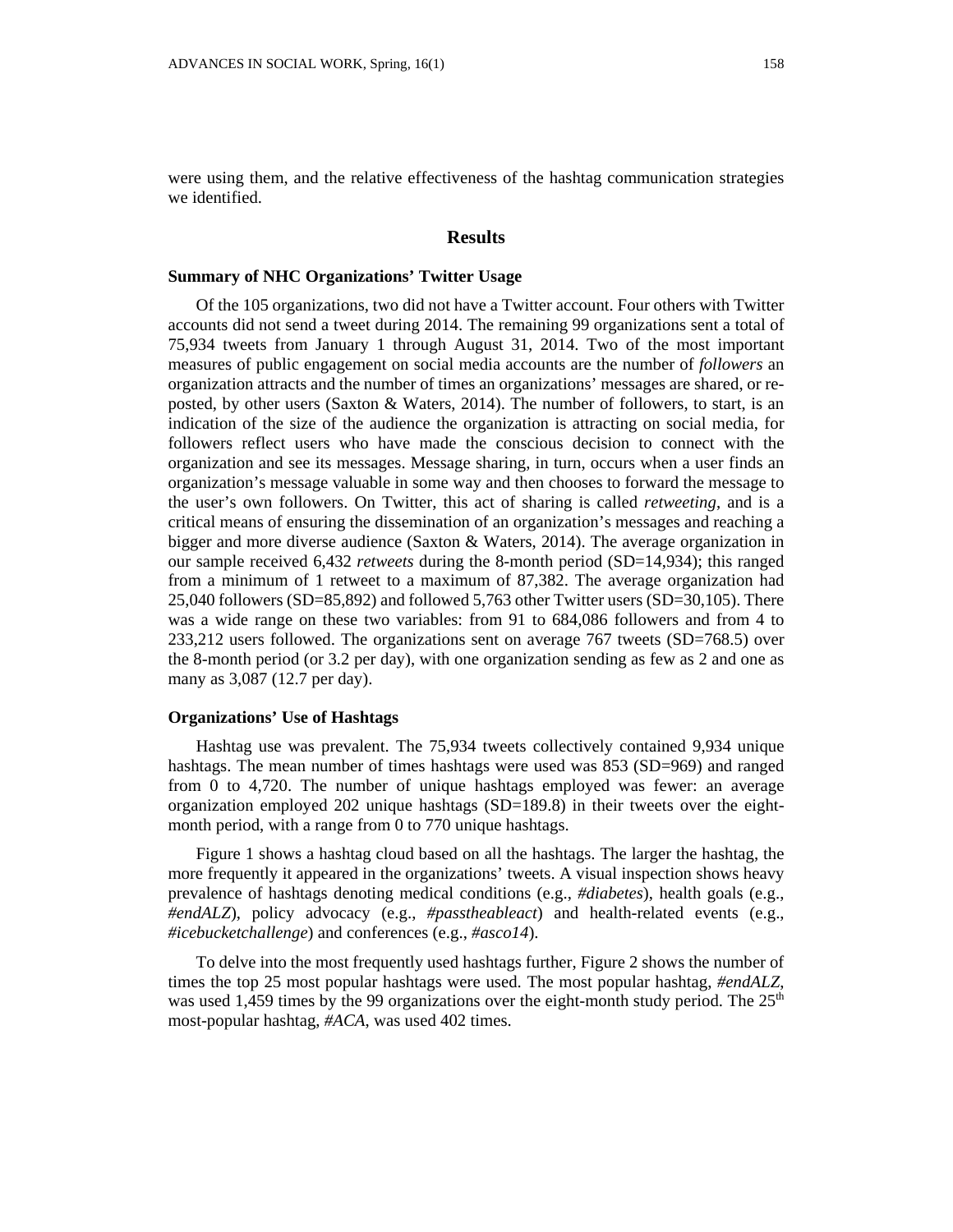were using them, and the relative effectiveness of the hashtag communication strategies we identified.

## Results

### Summary of NHC Organizations' Twitter Usage

Of the 105 organizations, two did not have a Twitter account. Four others with Twitter accounts did not send a tweet during 2014. The remaining 99 organizations sent a total of 75,934 tweets from January 1 through August 31, 2014. Two of the most important measures of public engagement on social media accounts are the number of *followers* an organization attracts and the number of times an organizations' messages are shared, or re-posted, by other users (Saxton & Waters, 2014). The number of followers, to start, is an indication of the size of the audience the organization is attracting on social media, for followers reflect users who have made the conscious decision to connect with the organization and see its messages. Message sharing, in turn, occurs when a user finds an organization's message valuable in some way and then chooses to forward the message to the user's own followers. On Twitter, this act of sharing is called *retweeting*, and is a critical means of ensuring the dissemination of an organization's messages and reaching a bigger and more diverse audience (Saxton & Waters, 2014). The average organization in our sample received 6,432 *retweets* during the 8-month period (SD=14,934); this ranged from a minimum of 1 retweet to a maximum of 87,382. The average organization had 25,040 followers (SD=85,892) and followed 5,763 other Twitter users (SD=30,105). There was a wide range on these two variables: from 91 to 684,086 followers and from 4 to 233,212 users followed. The organizations sent on average 767 tweets (SD=768.5) over the 8-month period (or 3.2 per day), with one organization sending as few as 2 and one as many as 3,087 (12.7 per day).

### Organizations' Use of Hashtags

Hashtag use was prevalent. The 75,934 tweets collectively contained 9,934 unique hashtags. The mean number of times hashtags were used was 853 (SD=969) and ranged from 0 to 4,720. The number of unique hashtags employed was fewer: an average organization employed 202 unique hashtags (SD=189.8) in their tweets over the eight-month period, with a range from 0 to 770 unique hashtags.

Figure 1 shows a hashtag cloud based on all the hashtags. The larger the hashtag, the more frequently it appeared in the organizations' tweets. A visual inspection shows heavy prevalence of hashtags denoting medical conditions (e.g., *#diabetes*), health goals (e.g., *#endALZ*), policy advocacy (e.g., *#passtheableact*) and health-related events (e.g., *#icebucketchallenge*) and conferences (e.g., *#asco14*).

To delve into the most frequently used hashtags further, Figure 2 shows the number of times the top 25 most popular hashtags were used. The most popular hashtag, *#endALZ*, was used 1,459 times by the 99 organizations over the eight-month study period. The 25$^{th}$ most-popular hashtag, *#ACA*, was used 402 times.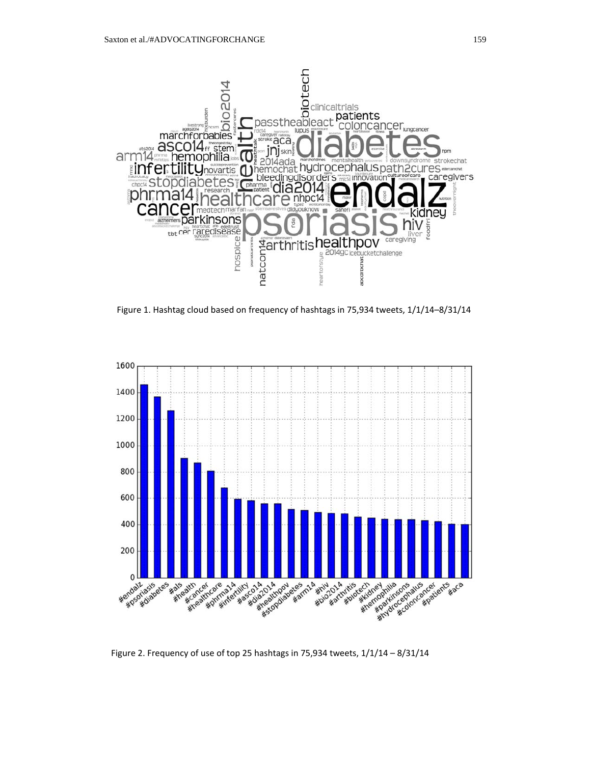Figure 1. Hashtag cloud based on frequency of hashtags in 75,934 tweets, 1/1/14–8/31/14

Figure 2. Frequency of use of top 25 hashtags in 75,934 tweets, 1/1/14 – 8/31/14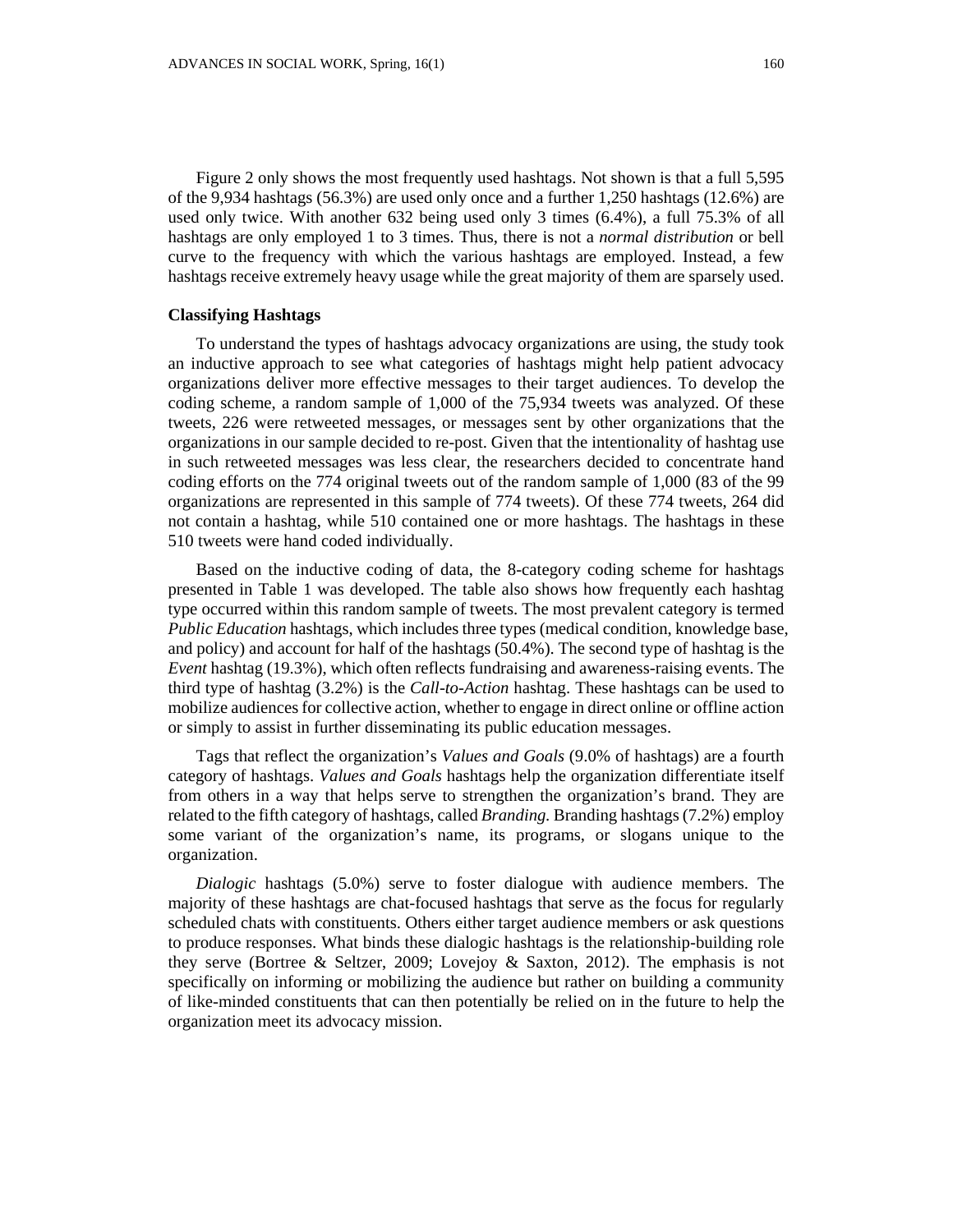Figure 2 only shows the most frequently used hashtags. Not shown is that a full 5,595 of the 9,934 hashtags (56.3%) are used only once and a further 1,250 hashtags (12.6%) are used only twice. With another 632 being used only 3 times (6.4%), a full 75.3% of all hashtags are only employed 1 to 3 times. Thus, there is not a *normal distribution* or bell curve to the frequency with which the various hashtags are employed. Instead, a few hashtags receive extremely heavy usage while the great majority of them are sparsely used.

### Classifying Hashtags

To understand the types of hashtags advocacy organizations are using, the study took an inductive approach to see what categories of hashtags might help patient advocacy organizations deliver more effective messages to their target audiences. To develop the coding scheme, a random sample of 1,000 of the 75,934 tweets was analyzed. Of these tweets, 226 were retweeted messages, or messages sent by other organizations that the organizations in our sample decided to re-post. Given that the intentionality of hashtag use in such retweeted messages was less clear, the researchers decided to concentrate hand coding efforts on the 774 original tweets out of the random sample of 1,000 (83 of the 99 organizations are represented in this sample of 774 tweets). Of these 774 tweets, 264 did not contain a hashtag, while 510 contained one or more hashtags. The hashtags in these 510 tweets were hand coded individually.

Based on the inductive coding of data, the 8-category coding scheme for hashtags presented in Table 1 was developed. The table also shows how frequently each hashtag type occurred within this random sample of tweets. The most prevalent category is termed *Public Education* hashtags, which includes three types (medical condition, knowledge base, and policy) and account for half of the hashtags (50.4%). The second type of hashtag is the *Event* hashtag (19.3%), which often reflects fundraising and awareness-raising events. The third type of hashtag (3.2%) is the *Call-to-Action* hashtag. These hashtags can be used to mobilize audiences for collective action, whether to engage in direct online or offline action or simply to assist in further disseminating its public education messages.

Tags that reflect the organization's *Values and Goals* (9.0% of hashtags) are a fourth category of hashtags. *Values and Goals* hashtags help the organization differentiate itself from others in a way that helps serve to strengthen the organization's brand. They are related to the fifth category of hashtags, called *Branding*. Branding hashtags (7.2%) employ some variant of the organization's name, its programs, or slogans unique to the organization.

*Dialogic* hashtags (5.0%) serve to foster dialogue with audience members. The majority of these hashtags are chat-focused hashtags that serve as the focus for regularly scheduled chats with constituents. Others either target audience members or ask questions to produce responses. What binds these dialogic hashtags is the relationship-building role they serve (Bortree & Seltzer, 2009; Lovejoy & Saxton, 2012). The emphasis is not specifically on informing or mobilizing the audience but rather on building a community of like-minded constituents that can then potentially be relied on in the future to help the organization meet its advocacy mission.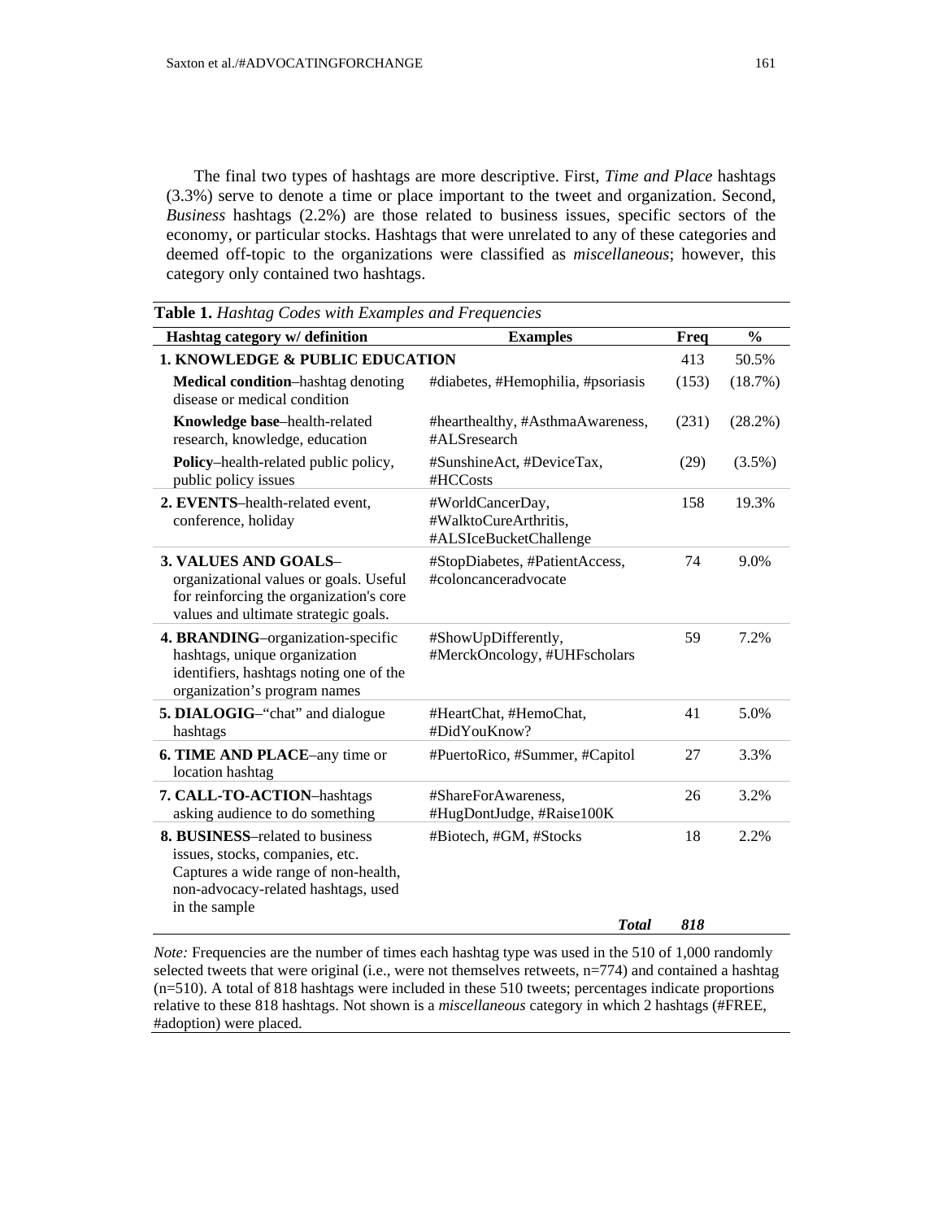The final two types of hashtags are more descriptive. First, *Time and Place* hashtags (3.3%) serve to denote a time or place important to the tweet and organization. Second, *Business* hashtags (2.2%) are those related to business issues, specific sectors of the economy, or particular stocks. Hashtags that were unrelated to any of these categories and deemed off-topic to the organizations were classified as *miscellaneous*; however, this category only contained two hashtags.

**Table 1.** *Hashtag Codes with Examples and Frequencies*

| Hashtag category w/ definition | Examples | Freq | % |
|---|---|---|---|
| **1. KNOWLEDGE & PUBLIC EDUCATION** | | 413 | 50.5% |
| **Medical condition**–hashtag denoting disease or medical condition | #diabetes, #Hemophilia, #psoriasis | (153) | (18.7%) |
| **Knowledge base**–health-related research, knowledge, education | #hearthealthy, #AsthmaAwareness, #ALSresearch | (231) | (28.2%) |
| **Policy**–health-related public policy, public policy issues | #SunshineAct, #DeviceTax, #HCCosts | (29) | (3.5%) |
| **2. EVENTS**–health-related event, conference, holiday | #WorldCancerDay, #WalktoCureArthritis, #ALSIceBucketChallenge | 158 | 19.3% |
| **3. VALUES AND GOALS**–organizational values or goals. Useful for reinforcing the organization's core values and ultimate strategic goals. | #StopDiabetes, #PatientAccess, #coloncanceradvocate | 74 | 9.0% |
| **4. BRANDING**–organization-specific hashtags, unique organization identifiers, hashtags noting one of the organization's program names | #ShowUpDifferently, #MerckOncology, #UHFscholars | 59 | 7.2% |
| **5. DIALOGIG**–"chat" and dialogue hashtags | #HeartChat, #HemoChat, #DidYouKnow? | 41 | 5.0% |
| **6. TIME AND PLACE**–any time or location hashtag | #PuertoRico, #Summer, #Capitol | 27 | 3.3% |
| **7. CALL-TO-ACTION**–hashtags asking audience to do something | #ShareForAwareness, #HugDontJudge, #Raise100K | 26 | 3.2% |
| **8. BUSINESS**–related to business issues, stocks, companies, etc. Captures a wide range of non-health, non-advocacy-related hashtags, used in the sample | #Biotech, #GM, #Stocks | 18 | 2.2% |
| | ***Total*** | ***818*** | |

*Note:* Frequencies are the number of times each hashtag type was used in the 510 of 1,000 randomly selected tweets that were original (i.e., were not themselves retweets, n=774) and contained a hashtag (n=510). A total of 818 hashtags were included in these 510 tweets; percentages indicate proportions relative to these 818 hashtags. Not shown is a *miscellaneous* category in which 2 hashtags (#FREE, #adoption) were placed.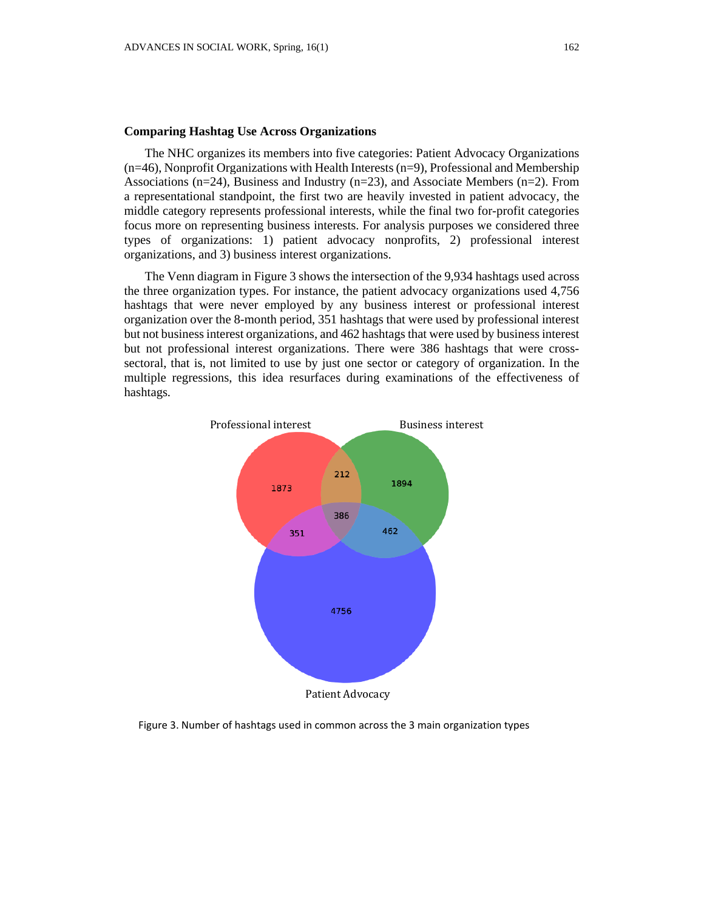### Comparing Hashtag Use Across Organizations

The NHC organizes its members into five categories: Patient Advocacy Organizations (n=46), Nonprofit Organizations with Health Interests (n=9), Professional and Membership Associations (n=24), Business and Industry (n=23), and Associate Members (n=2). From a representational standpoint, the first two are heavily invested in patient advocacy, the middle category represents professional interests, while the final two for-profit categories focus more on representing business interests. For analysis purposes we considered three types of organizations: 1) patient advocacy nonprofits, 2) professional interest organizations, and 3) business interest organizations.

The Venn diagram in Figure 3 shows the intersection of the 9,934 hashtags used across the three organization types. For instance, the patient advocacy organizations used 4,756 hashtags that were never employed by any business interest or professional interest organization over the 8-month period, 351 hashtags that were used by professional interest but not business interest organizations, and 462 hashtags that were used by business interest but not professional interest organizations. There were 386 hashtags that were cross-sectoral, that is, not limited to use by just one sector or category of organization. In the multiple regressions, this idea resurfaces during examinations of the effectiveness of hashtags.

Figure 3. Number of hashtags used in common across the 3 main organization types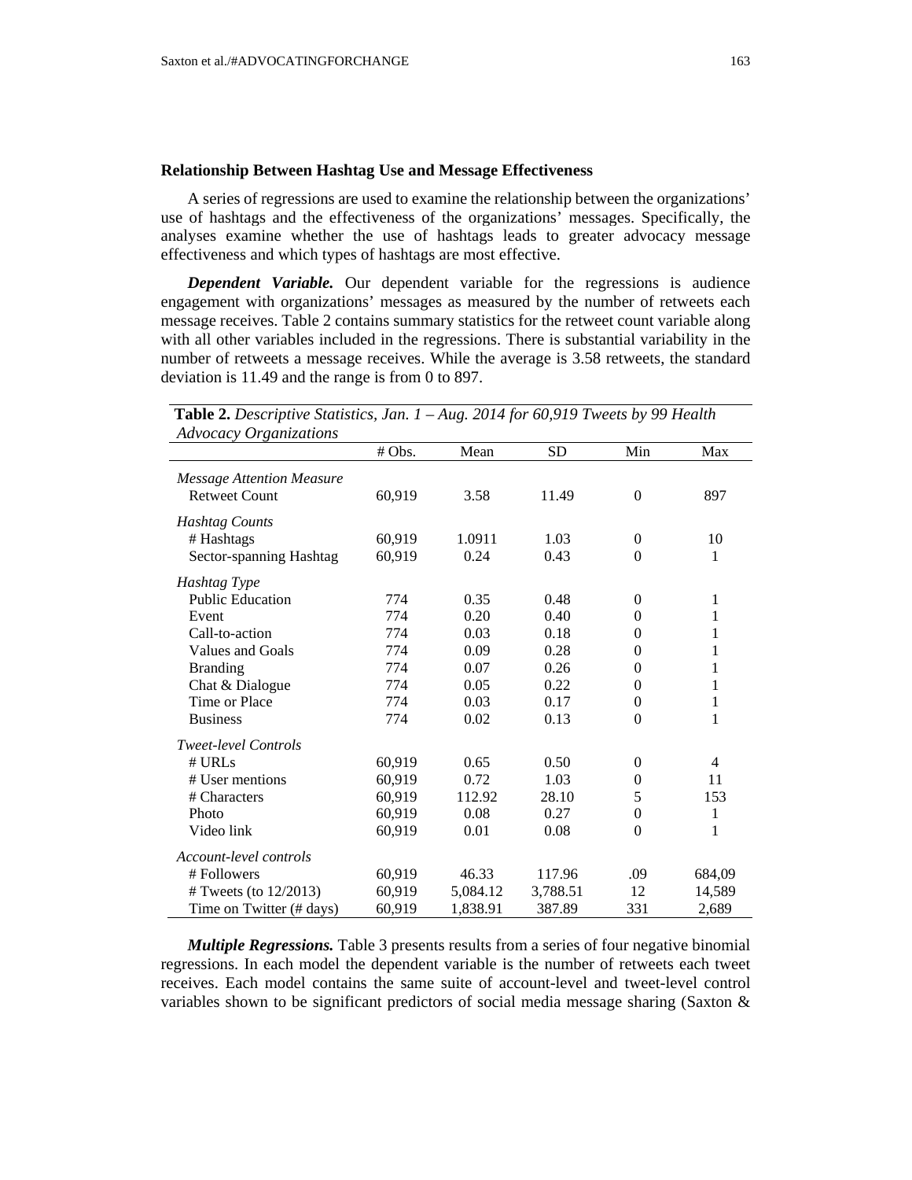### Relationship Between Hashtag Use and Message Effectiveness

A series of regressions are used to examine the relationship between the organizations' use of hashtags and the effectiveness of the organizations' messages. Specifically, the analyses examine whether the use of hashtags leads to greater advocacy message effectiveness and which types of hashtags are most effective.

***Dependent Variable.*** Our dependent variable for the regressions is audience engagement with organizations' messages as measured by the number of retweets each message receives. Table 2 contains summary statistics for the retweet count variable along with all other variables included in the regressions. There is substantial variability in the number of retweets a message receives. While the average is 3.58 retweets, the standard deviation is 11.49 and the range is from 0 to 897.

**Table 2.** *Descriptive Statistics, Jan. 1 – Aug. 2014 for 60,919 Tweets by 99 Health Advocacy Organizations*

| | # Obs. | Mean | SD | Min | Max |
|---|---|---|---|---|---|
| *Message Attention Measure* | | | | | |
| Retweet Count | 60,919 | 3.58 | 11.49 | 0 | 897 |
| *Hashtag Counts* | | | | | |
| # Hashtags | 60,919 | 1.0911 | 1.03 | 0 | 10 |
| Sector-spanning Hashtag | 60,919 | 0.24 | 0.43 | 0 | 1 |
| *Hashtag Type* | | | | | |
| Public Education | 774 | 0.35 | 0.48 | 0 | 1 |
| Event | 774 | 0.20 | 0.40 | 0 | 1 |
| Call-to-action | 774 | 0.03 | 0.18 | 0 | 1 |
| Values and Goals | 774 | 0.09 | 0.28 | 0 | 1 |
| Branding | 774 | 0.07 | 0.26 | 0 | 1 |
| Chat & Dialogue | 774 | 0.05 | 0.22 | 0 | 1 |
| Time or Place | 774 | 0.03 | 0.17 | 0 | 1 |
| Business | 774 | 0.02 | 0.13 | 0 | 1 |
| *Tweet-level Controls* | | | | | |
| # URLs | 60,919 | 0.65 | 0.50 | 0 | 4 |
| # User mentions | 60,919 | 0.72 | 1.03 | 0 | 11 |
| # Characters | 60,919 | 112.92 | 28.10 | 5 | 153 |
| Photo | 60,919 | 0.08 | 0.27 | 0 | 1 |
| Video link | 60,919 | 0.01 | 0.08 | 0 | 1 |
| *Account-level controls* | | | | | |
| # Followers | 60,919 | 46.33 | 117.96 | .09 | 684,09 |
| # Tweets (to 12/2013) | 60,919 | 5,084.12 | 3,788.51 | 12 | 14,589 |
| Time on Twitter (# days) | 60,919 | 1,838.91 | 387.89 | 331 | 2,689 |

***Multiple Regressions.*** Table 3 presents results from a series of four negative binomial regressions. In each model the dependent variable is the number of retweets each tweet receives. Each model contains the same suite of account-level and tweet-level control variables shown to be significant predictors of social media message sharing (Saxton &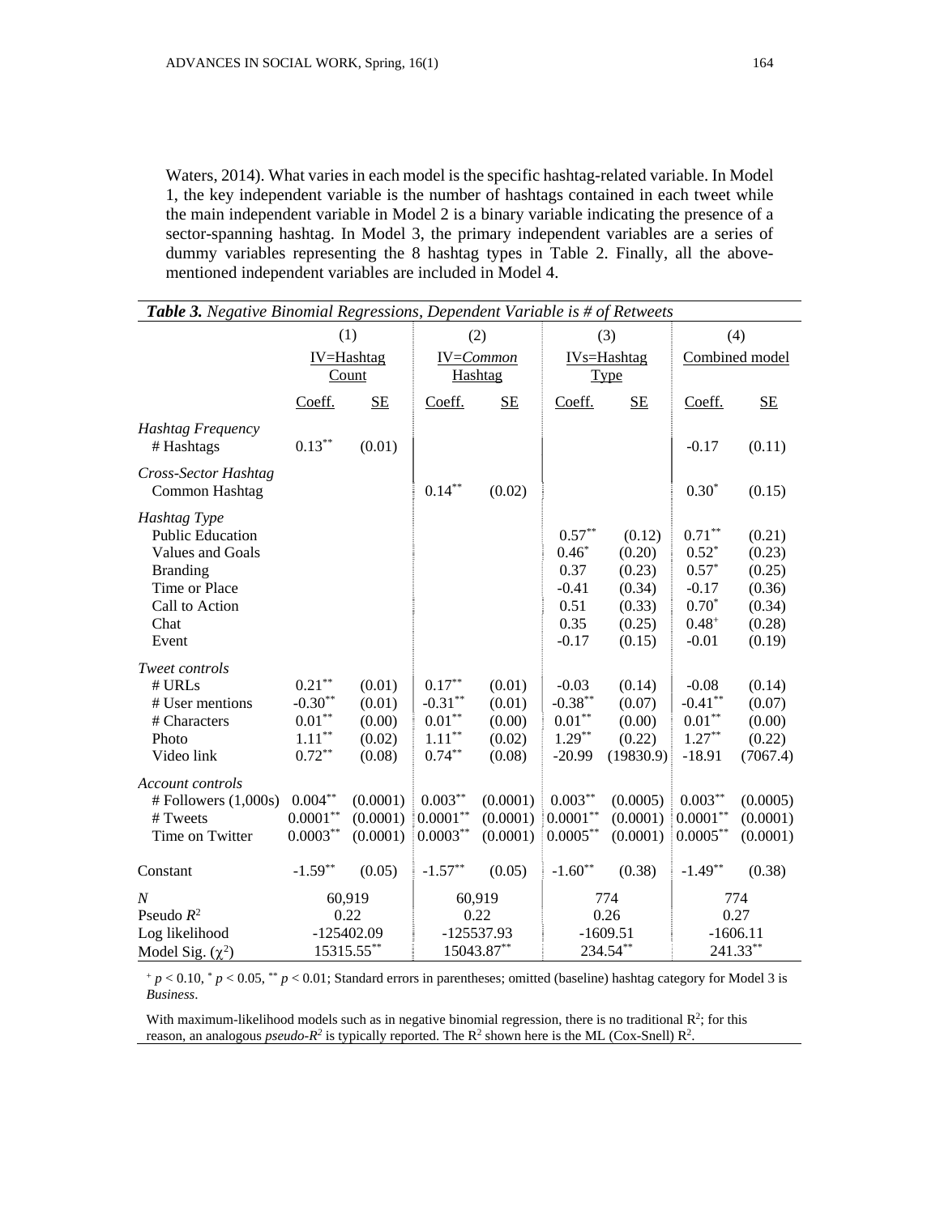Waters, 2014). What varies in each model is the specific hashtag-related variable. In Model 1, the key independent variable is the number of hashtags contained in each tweet while the main independent variable in Model 2 is a binary variable indicating the presence of a sector-spanning hashtag. In Model 3, the primary independent variables are a series of dummy variables representing the 8 hashtag types in Table 2. Finally, all the above-mentioned independent variables are included in Model 4.

***Table 3.*** *Negative Binomial Regressions, Dependent Variable is # of Retweets*

| | (1) | | (2) | | (3) | | (4) | |
|---|---|---|---|---|---|---|---|---|
| | IV=Hashtag Count | | IV=*Common* Hashtag | | IVs=Hashtag Type | | Combined model | |
| | Coeff. | SE | Coeff. | SE | Coeff. | SE | Coeff. | SE |
| *Hashtag Frequency* | | | | | | | | |
| # Hashtags | $0.13^{**}$ | (0.01) | | | | | -0.17 | (0.11) |
| *Cross-Sector Hashtag* | | | | | | | | |
| Common Hashtag | | | $0.14^{**}$ | (0.02) | | | $0.30^{*}$ | (0.15) |
| *Hashtag Type* | | | | | | | | |
| Public Education | | | | | $0.57^{**}$ | (0.12) | $0.71^{**}$ | (0.21) |
| Values and Goals | | | | | $0.46^{*}$ | (0.20) | $0.52^{*}$ | (0.23) |
| Branding | | | | | 0.37 | (0.23) | $0.57^{*}$ | (0.25) |
| Time or Place | | | | | -0.41 | (0.34) | -0.17 | (0.36) |
| Call to Action | | | | | 0.51 | (0.33) | $0.70^{*}$ | (0.34) |
| Chat | | | | | 0.35 | (0.25) | $0.48^{+}$ | (0.28) |
| Event | | | | | -0.17 | (0.15) | -0.01 | (0.19) |
| *Tweet controls* | | | | | | | | |
| # URLs | $0.21^{**}$ | (0.01) | $0.17^{**}$ | (0.01) | -0.03 | (0.14) | -0.08 | (0.14) |
| # User mentions | $-0.30^{**}$ | (0.01) | $-0.31^{**}$ | (0.01) | $-0.38^{**}$ | (0.07) | $-0.41^{**}$ | (0.07) |
| # Characters | $0.01^{**}$ | (0.00) | $0.01^{**}$ | (0.00) | $0.01^{**}$ | (0.00) | $0.01^{**}$ | (0.00) |
| Photo | $1.11^{**}$ | (0.02) | $1.11^{**}$ | (0.02) | $1.29^{**}$ | (0.22) | $1.27^{**}$ | (0.22) |
| Video link | $0.72^{**}$ | (0.08) | $0.74^{**}$ | (0.08) | -20.99 | (19830.9) | -18.91 | (7067.4) |
| *Account controls* | | | | | | | | |
| # Followers (1,000s) | $0.004^{**}$ | (0.0001) | $0.003^{**}$ | (0.0001) | $0.003^{**}$ | (0.0005) | $0.003^{**}$ | (0.0005) |
| # Tweets | $0.0001^{**}$ | (0.0001) | $0.0001^{**}$ | (0.0001) | $0.0001^{**}$ | (0.0001) | $0.0001^{**}$ | (0.0001) |
| Time on Twitter | $0.0003^{**}$ | (0.0001) | $0.0003^{**}$ | (0.0001) | $0.0005^{**}$ | (0.0001) | $0.0005^{**}$ | (0.0001) |
| Constant | $-1.59^{**}$ | (0.05) | $-1.57^{**}$ | (0.05) | $-1.60^{**}$ | (0.38) | $-1.49^{**}$ | (0.38) |
| *N* | 60,919 | | 60,919 | | 774 | | 774 | |
| Pseudo $R^2$ | 0.22 | | 0.22 | | 0.26 | | 0.27 | |
| Log likelihood | -125402.09 | | -125537.93 | | -1609.51 | | -1606.11 | |
| Model Sig. ($\chi^2$) | $15315.55^{**}$ | | $15043.87^{**}$ | | $234.54^{**}$ | | $241.33^{**}$ | |

$^{+}$ $p < 0.10$, $^{*}$ $p < 0.05$, $^{**}$ $p < 0.01$; Standard errors in parentheses; omitted (baseline) hashtag category for Model 3 is *Business*.

With maximum-likelihood models such as in negative binomial regression, there is no traditional $R^2$; for this reason, an analogous *pseudo-$R^2$* is typically reported. The $R^2$ shown here is the ML (Cox-Snell) $R^2$.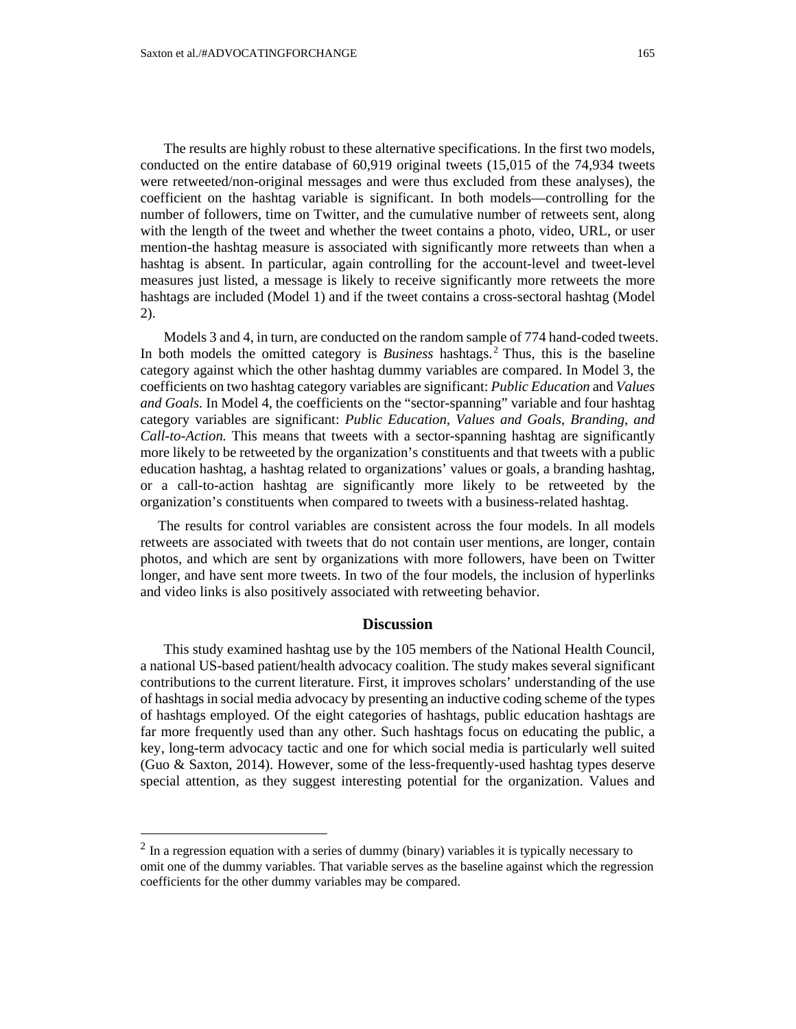The results are highly robust to these alternative specifications. In the first two models, conducted on the entire database of 60,919 original tweets (15,015 of the 74,934 tweets were retweeted/non-original messages and were thus excluded from these analyses), the coefficient on the hashtag variable is significant. In both models—controlling for the number of followers, time on Twitter, and the cumulative number of retweets sent, along with the length of the tweet and whether the tweet contains a photo, video, URL, or user mention-the hashtag measure is associated with significantly more retweets than when a hashtag is absent. In particular, again controlling for the account-level and tweet-level measures just listed, a message is likely to receive significantly more retweets the more hashtags are included (Model 1) and if the tweet contains a cross-sectoral hashtag (Model 2).

Models 3 and 4, in turn, are conducted on the random sample of 774 hand-coded tweets. In both models the omitted category is *Business* hashtags.[2] Thus, this is the baseline category against which the other hashtag dummy variables are compared. In Model 3, the coefficients on two hashtag category variables are significant: *Public Education* and *Values and Goals.* In Model 4, the coefficients on the "sector-spanning" variable and four hashtag category variables are significant: *Public Education, Values and Goals, Branding, and Call-to-Action.* This means that tweets with a sector-spanning hashtag are significantly more likely to be retweeted by the organization's constituents and that tweets with a public education hashtag, a hashtag related to organizations' values or goals, a branding hashtag, or a call-to-action hashtag are significantly more likely to be retweeted by the organization's constituents when compared to tweets with a business-related hashtag.

The results for control variables are consistent across the four models. In all models retweets are associated with tweets that do not contain user mentions, are longer, contain photos, and which are sent by organizations with more followers, have been on Twitter longer, and have sent more tweets. In two of the four models, the inclusion of hyperlinks and video links is also positively associated with retweeting behavior.

## Discussion

This study examined hashtag use by the 105 members of the National Health Council, a national US-based patient/health advocacy coalition. The study makes several significant contributions to the current literature. First, it improves scholars' understanding of the use of hashtags in social media advocacy by presenting an inductive coding scheme of the types of hashtags employed. Of the eight categories of hashtags, public education hashtags are far more frequently used than any other. Such hashtags focus on educating the public, a key, long-term advocacy tactic and one for which social media is particularly well suited (Guo & Saxton, 2014). However, some of the less-frequently-used hashtag types deserve special attention, as they suggest interesting potential for the organization. Values and

[2] In a regression equation with a series of dummy (binary) variables it is typically necessary to omit one of the dummy variables. That variable serves as the baseline against which the regression coefficients for the other dummy variables may be compared.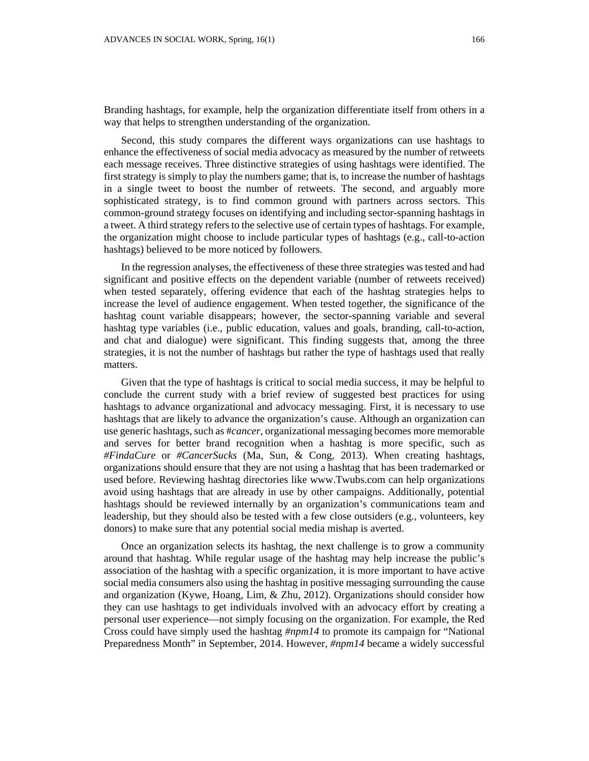Branding hashtags, for example, help the organization differentiate itself from others in a way that helps to strengthen understanding of the organization.

Second, this study compares the different ways organizations can use hashtags to enhance the effectiveness of social media advocacy as measured by the number of retweets each message receives. Three distinctive strategies of using hashtags were identified. The first strategy is simply to play the numbers game; that is, to increase the number of hashtags in a single tweet to boost the number of retweets. The second, and arguably more sophisticated strategy, is to find common ground with partners across sectors. This common-ground strategy focuses on identifying and including sector-spanning hashtags in a tweet. A third strategy refers to the selective use of certain types of hashtags. For example, the organization might choose to include particular types of hashtags (e.g., call-to-action hashtags) believed to be more noticed by followers.

In the regression analyses, the effectiveness of these three strategies was tested and had significant and positive effects on the dependent variable (number of retweets received) when tested separately, offering evidence that each of the hashtag strategies helps to increase the level of audience engagement. When tested together, the significance of the hashtag count variable disappears; however, the sector-spanning variable and several hashtag type variables (i.e., public education, values and goals, branding, call-to-action, and chat and dialogue) were significant. This finding suggests that, among the three strategies, it is not the number of hashtags but rather the type of hashtags used that really matters.

Given that the type of hashtags is critical to social media success, it may be helpful to conclude the current study with a brief review of suggested best practices for using hashtags to advance organizational and advocacy messaging. First, it is necessary to use hashtags that are likely to advance the organization's cause. Although an organization can use generic hashtags, such as *#cancer*, organizational messaging becomes more memorable and serves for better brand recognition when a hashtag is more specific, such as *#FindaCure* or *#CancerSucks* (Ma, Sun, & Cong, 2013). When creating hashtags, organizations should ensure that they are not using a hashtag that has been trademarked or used before. Reviewing hashtag directories like www.Twubs.com can help organizations avoid using hashtags that are already in use by other campaigns. Additionally, potential hashtags should be reviewed internally by an organization's communications team and leadership, but they should also be tested with a few close outsiders (e.g., volunteers, key donors) to make sure that any potential social media mishap is averted.

Once an organization selects its hashtag, the next challenge is to grow a community around that hashtag. While regular usage of the hashtag may help increase the public's association of the hashtag with a specific organization, it is more important to have active social media consumers also using the hashtag in positive messaging surrounding the cause and organization (Kywe, Hoang, Lim, & Zhu, 2012). Organizations should consider how they can use hashtags to get individuals involved with an advocacy effort by creating a personal user experience—not simply focusing on the organization. For example, the Red Cross could have simply used the hashtag *#npm14* to promote its campaign for "National Preparedness Month" in September, 2014. However, *#npm14* became a widely successful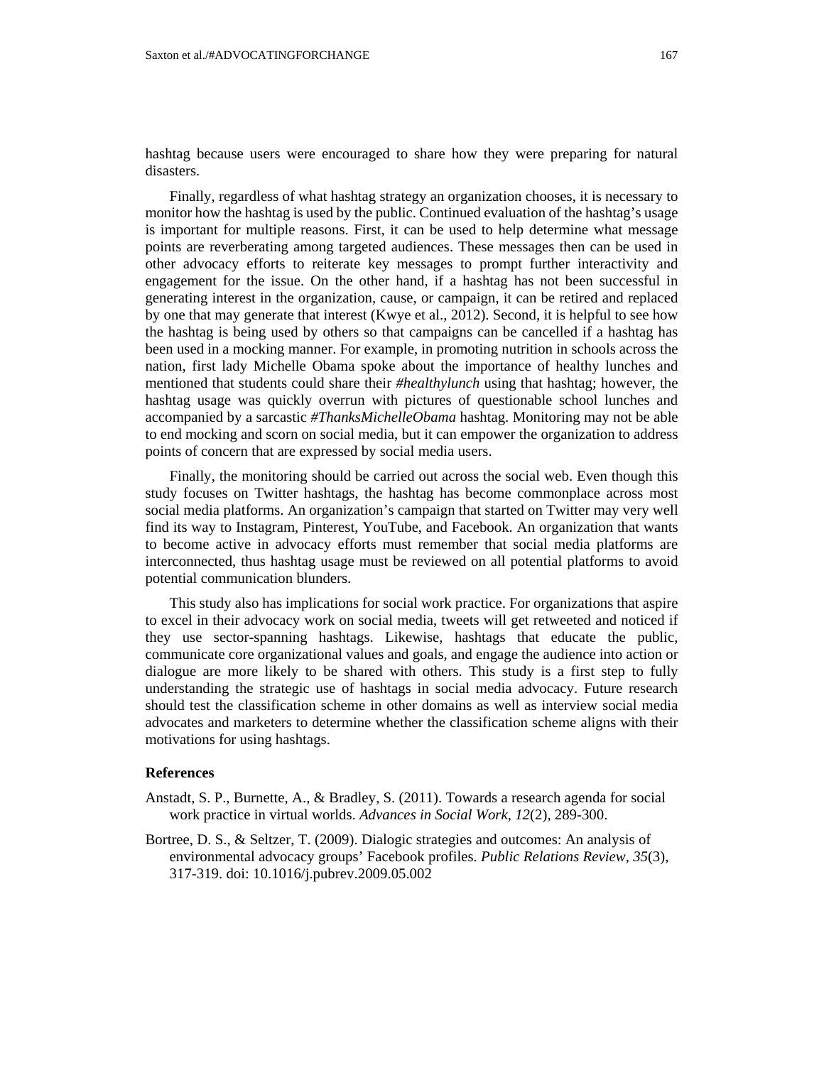hashtag because users were encouraged to share how they were preparing for natural disasters.

Finally, regardless of what hashtag strategy an organization chooses, it is necessary to monitor how the hashtag is used by the public. Continued evaluation of the hashtag's usage is important for multiple reasons. First, it can be used to help determine what message points are reverberating among targeted audiences. These messages then can be used in other advocacy efforts to reiterate key messages to prompt further interactivity and engagement for the issue. On the other hand, if a hashtag has not been successful in generating interest in the organization, cause, or campaign, it can be retired and replaced by one that may generate that interest (Kwye et al., 2012). Second, it is helpful to see how the hashtag is being used by others so that campaigns can be cancelled if a hashtag has been used in a mocking manner. For example, in promoting nutrition in schools across the nation, first lady Michelle Obama spoke about the importance of healthy lunches and mentioned that students could share their *#healthylunch* using that hashtag; however, the hashtag usage was quickly overrun with pictures of questionable school lunches and accompanied by a sarcastic *#ThanksMichelleObama* hashtag. Monitoring may not be able to end mocking and scorn on social media, but it can empower the organization to address points of concern that are expressed by social media users.

Finally, the monitoring should be carried out across the social web. Even though this study focuses on Twitter hashtags, the hashtag has become commonplace across most social media platforms. An organization's campaign that started on Twitter may very well find its way to Instagram, Pinterest, YouTube, and Facebook. An organization that wants to become active in advocacy efforts must remember that social media platforms are interconnected, thus hashtag usage must be reviewed on all potential platforms to avoid potential communication blunders.

This study also has implications for social work practice. For organizations that aspire to excel in their advocacy work on social media, tweets will get retweeted and noticed if they use sector-spanning hashtags. Likewise, hashtags that educate the public, communicate core organizational values and goals, and engage the audience into action or dialogue are more likely to be shared with others. This study is a first step to fully understanding the strategic use of hashtags in social media advocacy. Future research should test the classification scheme in other domains as well as interview social media advocates and marketers to determine whether the classification scheme aligns with their motivations for using hashtags.

## References

Anstadt, S. P., Burnette, A., & Bradley, S. (2011). Towards a research agenda for social work practice in virtual worlds. *Advances in Social Work, 12*(2), 289-300.

Bortree, D. S., & Seltzer, T. (2009). Dialogic strategies and outcomes: An analysis of environmental advocacy groups' Facebook profiles. *Public Relations Review, 35*(3), 317-319. doi: 10.1016/j.pubrev.2009.05.002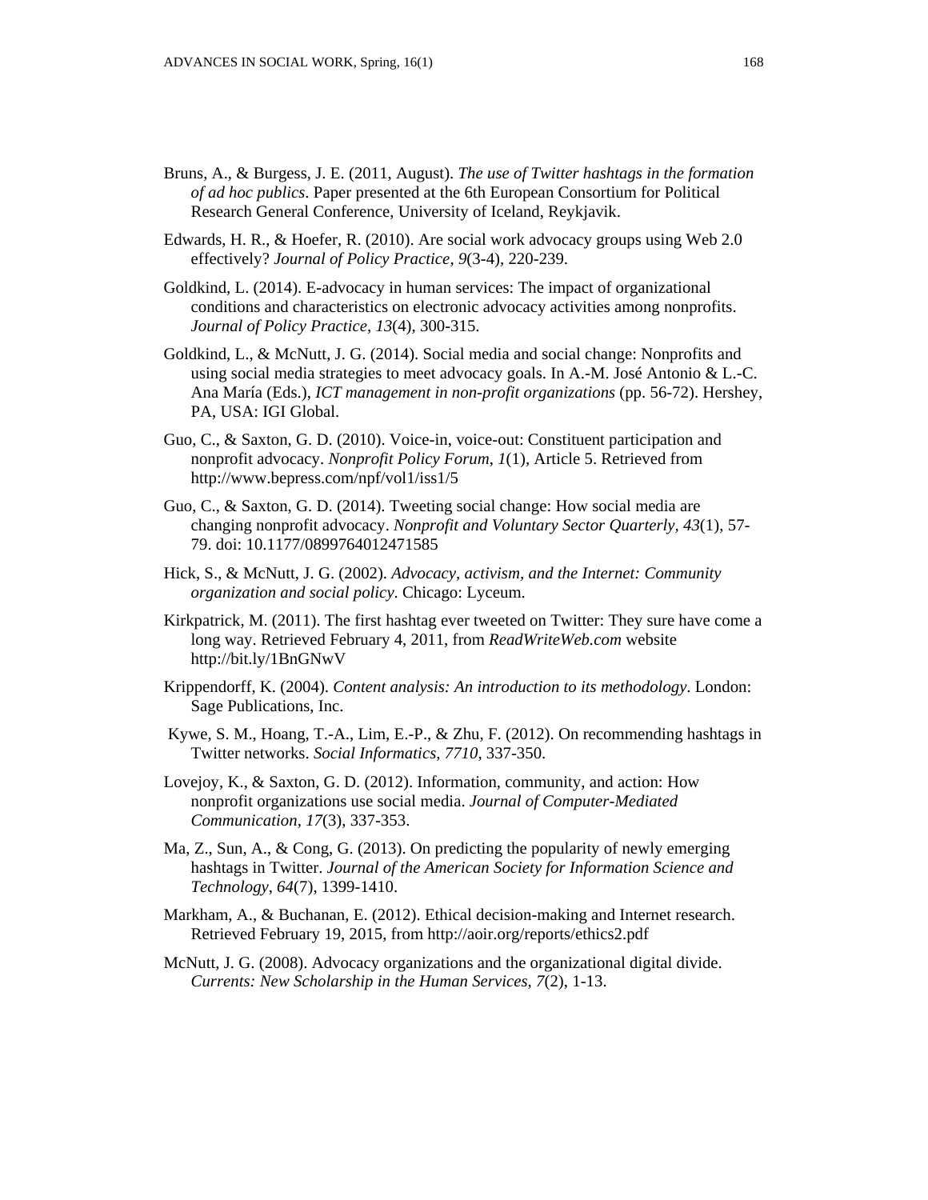Bruns, A., & Burgess, J. E. (2011, August). *The use of Twitter hashtags in the formation of ad hoc publics*. Paper presented at the 6th European Consortium for Political Research General Conference, University of Iceland, Reykjavik.

Edwards, H. R., & Hoefer, R. (2010). Are social work advocacy groups using Web 2.0 effectively? *Journal of Policy Practice, 9*(3-4), 220-239.

Goldkind, L. (2014). E-advocacy in human services: The impact of organizational conditions and characteristics on electronic advocacy activities among nonprofits. *Journal of Policy Practice, 13*(4), 300-315.

Goldkind, L., & McNutt, J. G. (2014). Social media and social change: Nonprofits and using social media strategies to meet advocacy goals. In A.-M. José Antonio & L.-C. Ana María (Eds.), *ICT management in non-profit organizations* (pp. 56-72). Hershey, PA, USA: IGI Global.

Guo, C., & Saxton, G. D. (2010). Voice-in, voice-out: Constituent participation and nonprofit advocacy. *Nonprofit Policy Forum*, *1*(1), Article 5. Retrieved from http://www.bepress.com/npf/vol1/iss1/5

Guo, C., & Saxton, G. D. (2014). Tweeting social change: How social media are changing nonprofit advocacy. *Nonprofit and Voluntary Sector Quarterly, 43*(1), 57-79. doi: 10.1177/0899764012471585

Hick, S., & McNutt, J. G. (2002). *Advocacy, activism, and the Internet: Community organization and social policy*. Chicago: Lyceum.

Kirkpatrick, M. (2011). The first hashtag ever tweeted on Twitter: They sure have come a long way. Retrieved February 4, 2011, from *ReadWriteWeb.com* website http://bit.ly/1BnGNwV

Krippendorff, K. (2004). *Content analysis: An introduction to its methodology*. London: Sage Publications, Inc.

Kywe, S. M., Hoang, T.-A., Lim, E.-P., & Zhu, F. (2012). On recommending hashtags in Twitter networks. *Social Informatics, 7710,* 337-350.

Lovejoy, K., & Saxton, G. D. (2012). Information, community, and action: How nonprofit organizations use social media. *Journal of Computer-Mediated Communication, 17*(3), 337-353.

Ma, Z., Sun, A., & Cong, G. (2013). On predicting the popularity of newly emerging hashtags in Twitter. *Journal of the American Society for Information Science and Technology*, *64*(7), 1399-1410.

Markham, A., & Buchanan, E. (2012). Ethical decision-making and Internet research. Retrieved February 19, 2015, from http://aoir.org/reports/ethics2.pdf

McNutt, J. G. (2008). Advocacy organizations and the organizational digital divide. *Currents: New Scholarship in the Human Services, 7*(2), 1-13.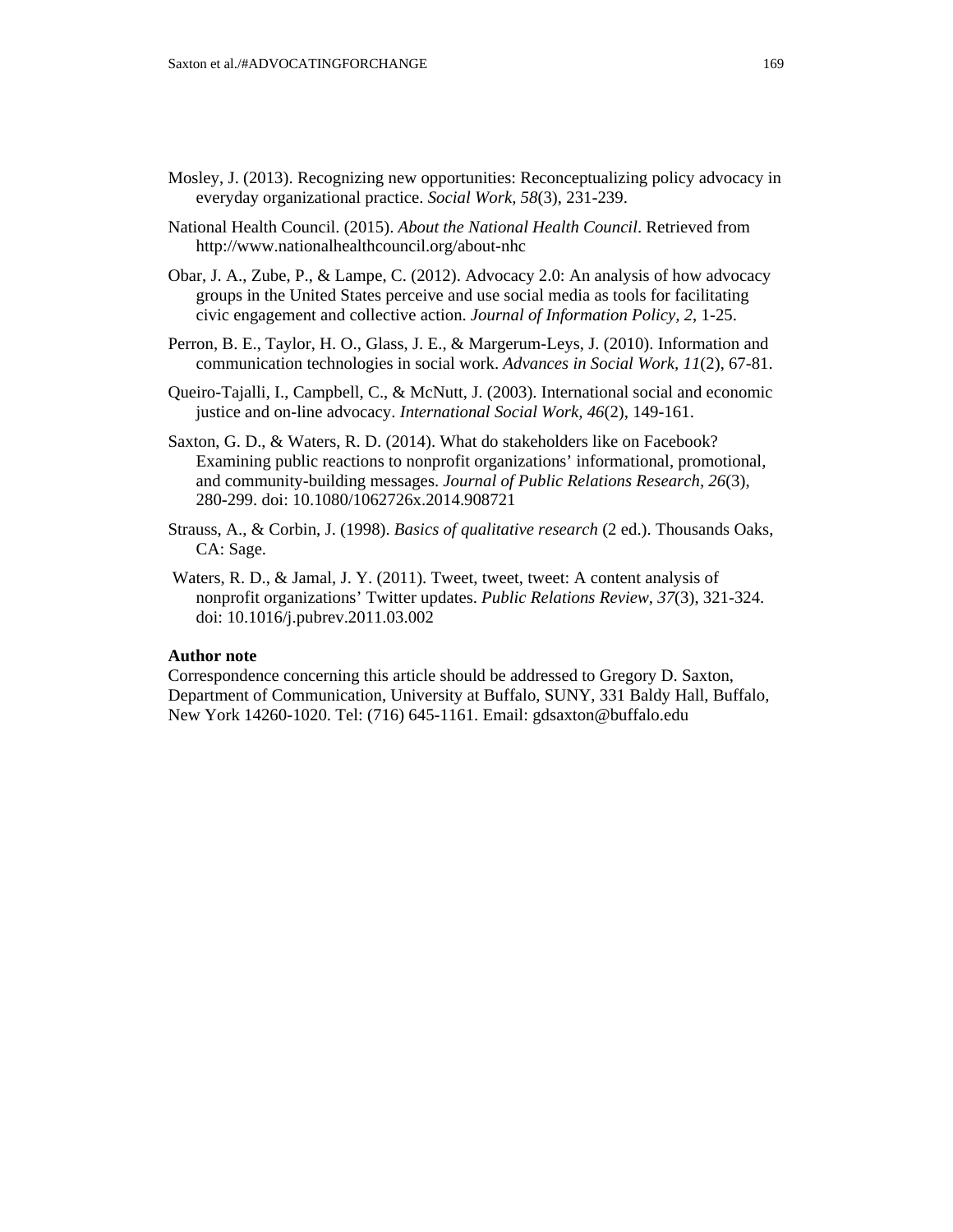Mosley, J. (2013). Recognizing new opportunities: Reconceptualizing policy advocacy in everyday organizational practice. *Social Work, 58*(3), 231-239.

National Health Council. (2015). *About the National Health Council*. Retrieved from http://www.nationalhealthcouncil.org/about-nhc

Obar, J. A., Zube, P., & Lampe, C. (2012). Advocacy 2.0: An analysis of how advocacy groups in the United States perceive and use social media as tools for facilitating civic engagement and collective action. *Journal of Information Policy, 2*, 1-25.

Perron, B. E., Taylor, H. O., Glass, J. E., & Margerum-Leys, J. (2010). Information and communication technologies in social work. *Advances in Social Work, 11*(2), 67-81.

Queiro-Tajalli, I., Campbell, C., & McNutt, J. (2003). International social and economic justice and on-line advocacy. *International Social Work, 46*(2), 149-161.

Saxton, G. D., & Waters, R. D. (2014). What do stakeholders like on Facebook? Examining public reactions to nonprofit organizations' informational, promotional, and community-building messages. *Journal of Public Relations Research, 26*(3), 280-299. doi: 10.1080/1062726x.2014.908721

Strauss, A., & Corbin, J. (1998). *Basics of qualitative research* (2 ed.). Thousands Oaks, CA: Sage.

Waters, R. D., & Jamal, J. Y. (2011). Tweet, tweet, tweet: A content analysis of nonprofit organizations' Twitter updates. *Public Relations Review, 37*(3), 321-324. doi: 10.1016/j.pubrev.2011.03.002

**Author note**

Correspondence concerning this article should be addressed to Gregory D. Saxton, Department of Communication, University at Buffalo, SUNY, 331 Baldy Hall, Buffalo, New York 14260-1020. Tel: (716) 645-1161. Email: gdsaxton@buffalo.edu